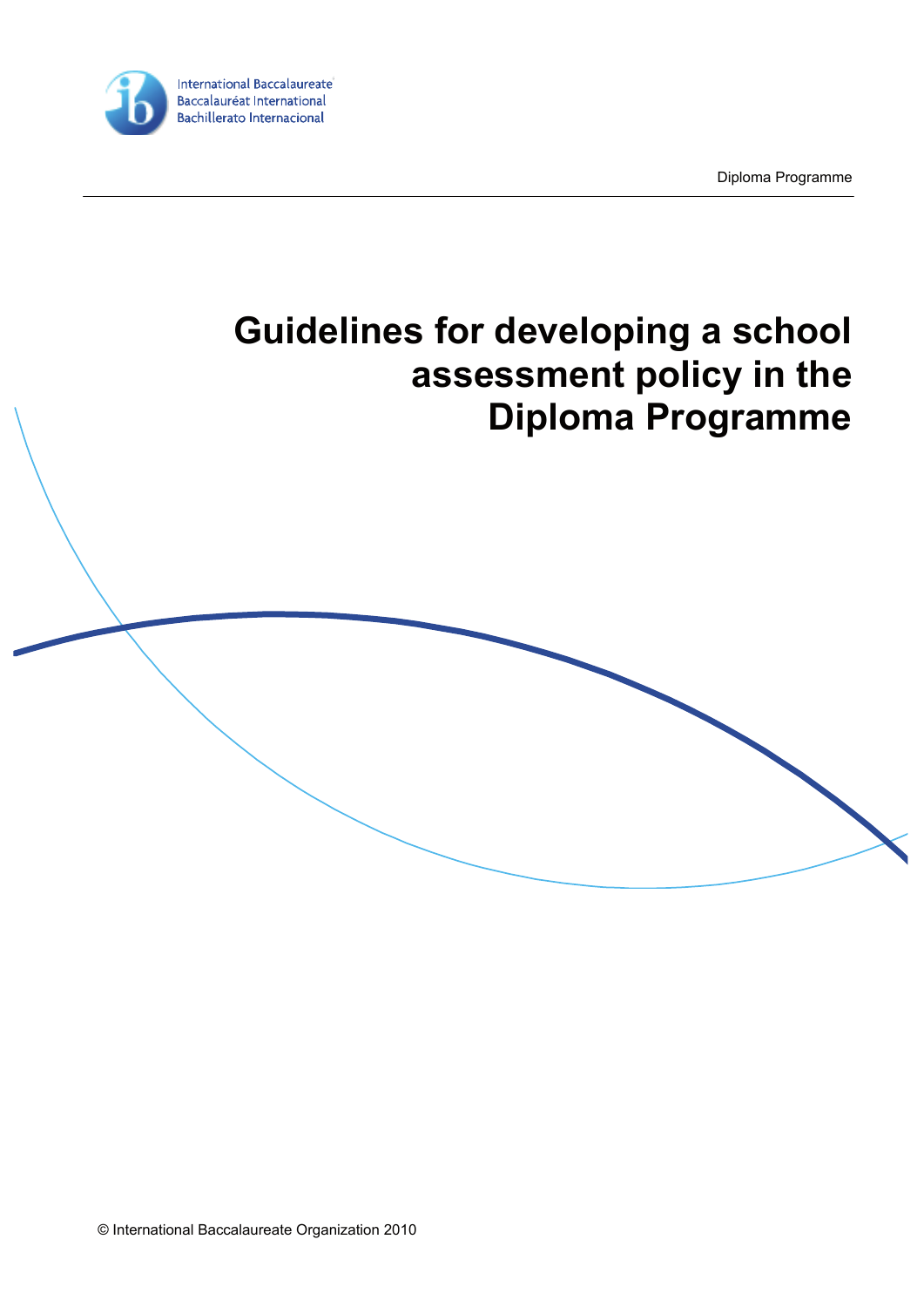International Baccalaureate
Baccalauréat International
Bachillerato Internacional

Diploma Programme

# Guidelines for developing a school assessment policy in the Diploma Programme

© International Baccalaureate Organization 2010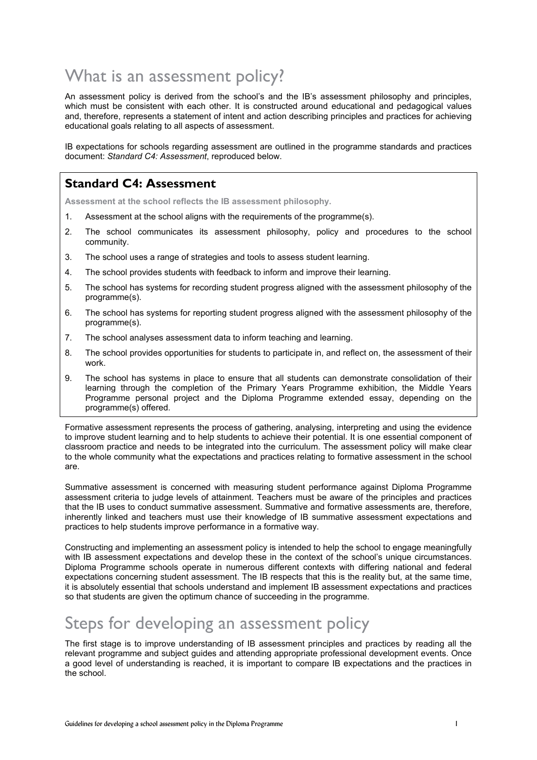# What is an assessment policy?

An assessment policy is derived from the school's and the IB's assessment philosophy and principles, which must be consistent with each other. It is constructed around educational and pedagogical values and, therefore, represents a statement of intent and action describing principles and practices for achieving educational goals relating to all aspects of assessment.

IB expectations for schools regarding assessment are outlined in the programme standards and practices document: *Standard C4: Assessment*, reproduced below.

### Standard C4: Assessment

**Assessment at the school reflects the IB assessment philosophy.**

1. Assessment at the school aligns with the requirements of the programme(s).
2. The school communicates its assessment philosophy, policy and procedures to the school community.
3. The school uses a range of strategies and tools to assess student learning.
4. The school provides students with feedback to inform and improve their learning.
5. The school has systems for recording student progress aligned with the assessment philosophy of the programme(s).
6. The school has systems for reporting student progress aligned with the assessment philosophy of the programme(s).
7. The school analyses assessment data to inform teaching and learning.
8. The school provides opportunities for students to participate in, and reflect on, the assessment of their work.
9. The school has systems in place to ensure that all students can demonstrate consolidation of their learning through the completion of the Primary Years Programme exhibition, the Middle Years Programme personal project and the Diploma Programme extended essay, depending on the programme(s) offered.

Formative assessment represents the process of gathering, analysing, interpreting and using the evidence to improve student learning and to help students to achieve their potential. It is one essential component of classroom practice and needs to be integrated into the curriculum. The assessment policy will make clear to the whole community what the expectations and practices relating to formative assessment in the school are.

Summative assessment is concerned with measuring student performance against Diploma Programme assessment criteria to judge levels of attainment. Teachers must be aware of the principles and practices that the IB uses to conduct summative assessment. Summative and formative assessments are, therefore, inherently linked and teachers must use their knowledge of IB summative assessment expectations and practices to help students improve performance in a formative way.

Constructing and implementing an assessment policy is intended to help the school to engage meaningfully with IB assessment expectations and develop these in the context of the school's unique circumstances. Diploma Programme schools operate in numerous different contexts with differing national and federal expectations concerning student assessment. The IB respects that this is the reality but, at the same time, it is absolutely essential that schools understand and implement IB assessment expectations and practices so that students are given the optimum chance of succeeding in the programme.

# Steps for developing an assessment policy

The first stage is to improve understanding of IB assessment principles and practices by reading all the relevant programme and subject guides and attending appropriate professional development events. Once a good level of understanding is reached, it is important to compare IB expectations and the practices in the school.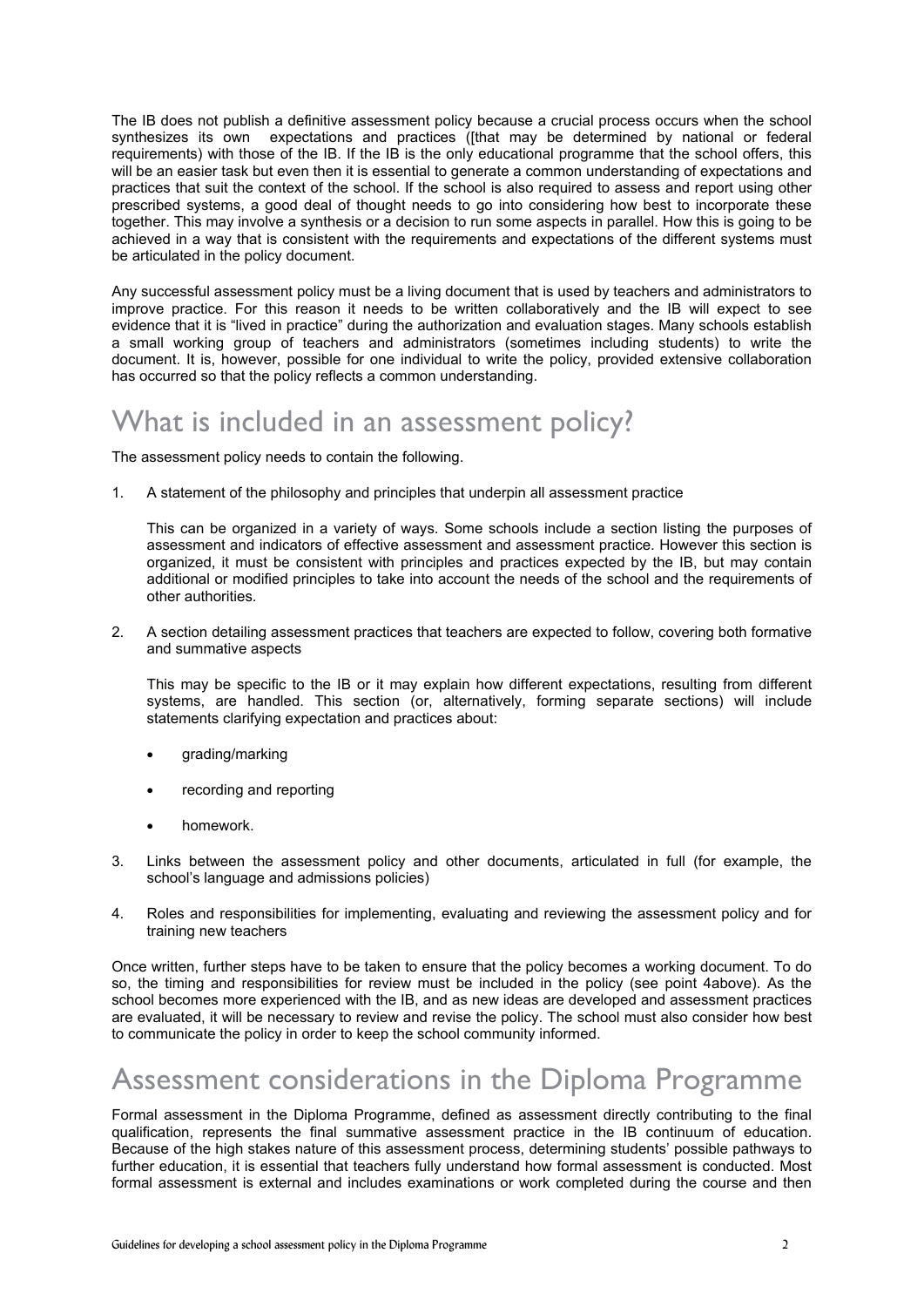The IB does not publish a definitive assessment policy because a crucial process occurs when the school synthesizes its own expectations and practices ([that may be determined by national or federal requirements) with those of the IB. If the IB is the only educational programme that the school offers, this will be an easier task but even then it is essential to generate a common understanding of expectations and practices that suit the context of the school. If the school is also required to assess and report using other prescribed systems, a good deal of thought needs to go into considering how best to incorporate these together. This may involve a synthesis or a decision to run some aspects in parallel. How this is going to be achieved in a way that is consistent with the requirements and expectations of the different systems must be articulated in the policy document.

Any successful assessment policy must be a living document that is used by teachers and administrators to improve practice. For this reason it needs to be written collaboratively and the IB will expect to see evidence that it is "lived in practice" during the authorization and evaluation stages. Many schools establish a small working group of teachers and administrators (sometimes including students) to write the document. It is, however, possible for one individual to write the policy, provided extensive collaboration has occurred so that the policy reflects a common understanding.

# What is included in an assessment policy?

The assessment policy needs to contain the following.

1. A statement of the philosophy and principles that underpin all assessment practice

   This can be organized in a variety of ways. Some schools include a section listing the purposes of assessment and indicators of effective assessment and assessment practice. However this section is organized, it must be consistent with principles and practices expected by the IB, but may contain additional or modified principles to take into account the needs of the school and the requirements of other authorities.

2. A section detailing assessment practices that teachers are expected to follow, covering both formative and summative aspects

   This may be specific to the IB or it may explain how different expectations, resulting from different systems, are handled. This section (or, alternatively, forming separate sections) will include statements clarifying expectation and practices about:

   - grading/marking
   - recording and reporting
   - homework.

3. Links between the assessment policy and other documents, articulated in full (for example, the school's language and admissions policies)

4. Roles and responsibilities for implementing, evaluating and reviewing the assessment policy and for training new teachers

Once written, further steps have to be taken to ensure that the policy becomes a working document. To do so, the timing and responsibilities for review must be included in the policy (see point 4above). As the school becomes more experienced with the IB, and as new ideas are developed and assessment practices are evaluated, it will be necessary to review and revise the policy. The school must also consider how best to communicate the policy in order to keep the school community informed.

# Assessment considerations in the Diploma Programme

Formal assessment in the Diploma Programme, defined as assessment directly contributing to the final qualification, represents the final summative assessment practice in the IB continuum of education. Because of the high stakes nature of this assessment process, determining students' possible pathways to further education, it is essential that teachers fully understand how formal assessment is conducted. Most formal assessment is external and includes examinations or work completed during the course and then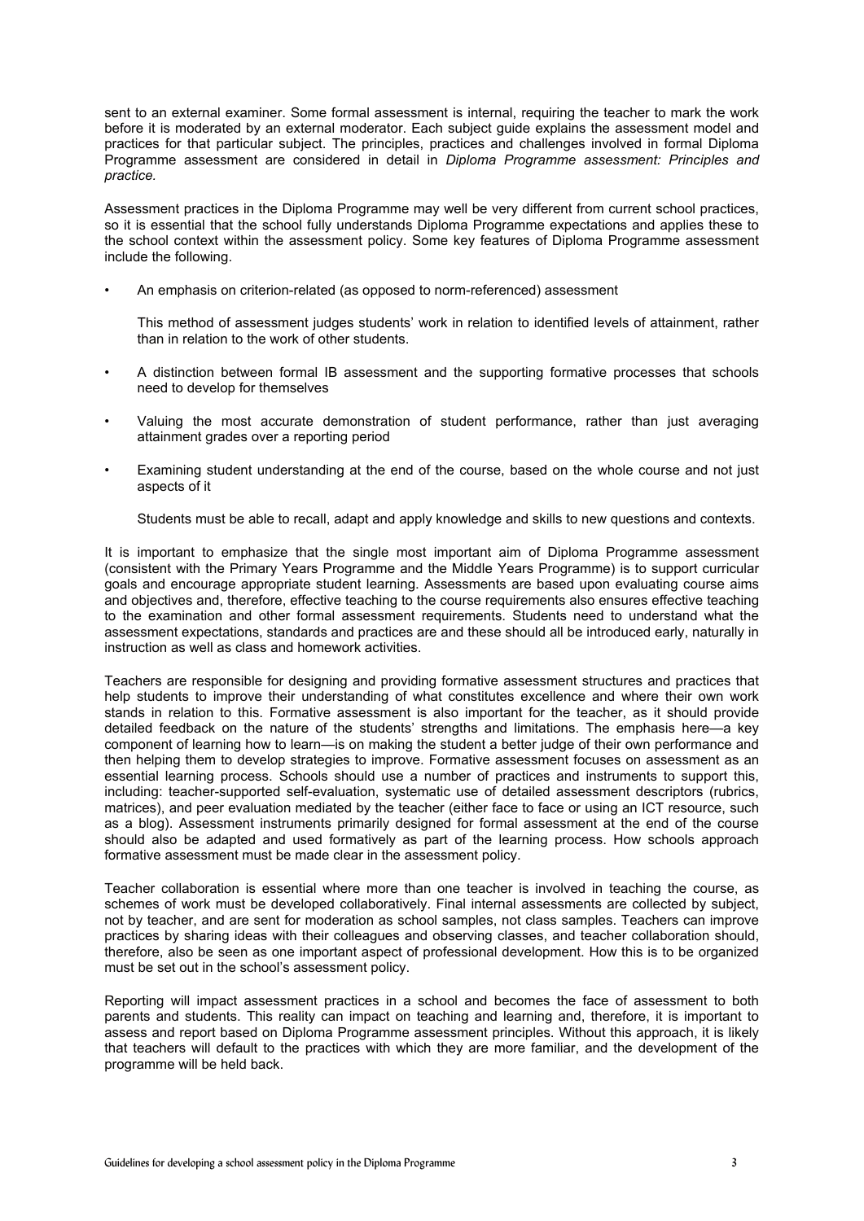sent to an external examiner. Some formal assessment is internal, requiring the teacher to mark the work before it is moderated by an external moderator. Each subject guide explains the assessment model and practices for that particular subject. The principles, practices and challenges involved in formal Diploma Programme assessment are considered in detail in *Diploma Programme assessment: Principles and practice.*

Assessment practices in the Diploma Programme may well be very different from current school practices, so it is essential that the school fully understands Diploma Programme expectations and applies these to the school context within the assessment policy. Some key features of Diploma Programme assessment include the following.

- An emphasis on criterion-related (as opposed to norm-referenced) assessment

  This method of assessment judges students' work in relation to identified levels of attainment, rather than in relation to the work of other students.

- A distinction between formal IB assessment and the supporting formative processes that schools need to develop for themselves

- Valuing the most accurate demonstration of student performance, rather than just averaging attainment grades over a reporting period

- Examining student understanding at the end of the course, based on the whole course and not just aspects of it

  Students must be able to recall, adapt and apply knowledge and skills to new questions and contexts.

It is important to emphasize that the single most important aim of Diploma Programme assessment (consistent with the Primary Years Programme and the Middle Years Programme) is to support curricular goals and encourage appropriate student learning. Assessments are based upon evaluating course aims and objectives and, therefore, effective teaching to the course requirements also ensures effective teaching to the examination and other formal assessment requirements. Students need to understand what the assessment expectations, standards and practices are and these should all be introduced early, naturally in instruction as well as class and homework activities.

Teachers are responsible for designing and providing formative assessment structures and practices that help students to improve their understanding of what constitutes excellence and where their own work stands in relation to this. Formative assessment is also important for the teacher, as it should provide detailed feedback on the nature of the students' strengths and limitations. The emphasis here—a key component of learning how to learn—is on making the student a better judge of their own performance and then helping them to develop strategies to improve. Formative assessment focuses on assessment as an essential learning process. Schools should use a number of practices and instruments to support this, including: teacher-supported self-evaluation, systematic use of detailed assessment descriptors (rubrics, matrices), and peer evaluation mediated by the teacher (either face to face or using an ICT resource, such as a blog). Assessment instruments primarily designed for formal assessment at the end of the course should also be adapted and used formatively as part of the learning process. How schools approach formative assessment must be made clear in the assessment policy.

Teacher collaboration is essential where more than one teacher is involved in teaching the course, as schemes of work must be developed collaboratively. Final internal assessments are collected by subject, not by teacher, and are sent for moderation as school samples, not class samples. Teachers can improve practices by sharing ideas with their colleagues and observing classes, and teacher collaboration should, therefore, also be seen as one important aspect of professional development. How this is to be organized must be set out in the school's assessment policy.

Reporting will impact assessment practices in a school and becomes the face of assessment to both parents and students. This reality can impact on teaching and learning and, therefore, it is important to assess and report based on Diploma Programme assessment principles. Without this approach, it is likely that teachers will default to the practices with which they are more familiar, and the development of the programme will be held back.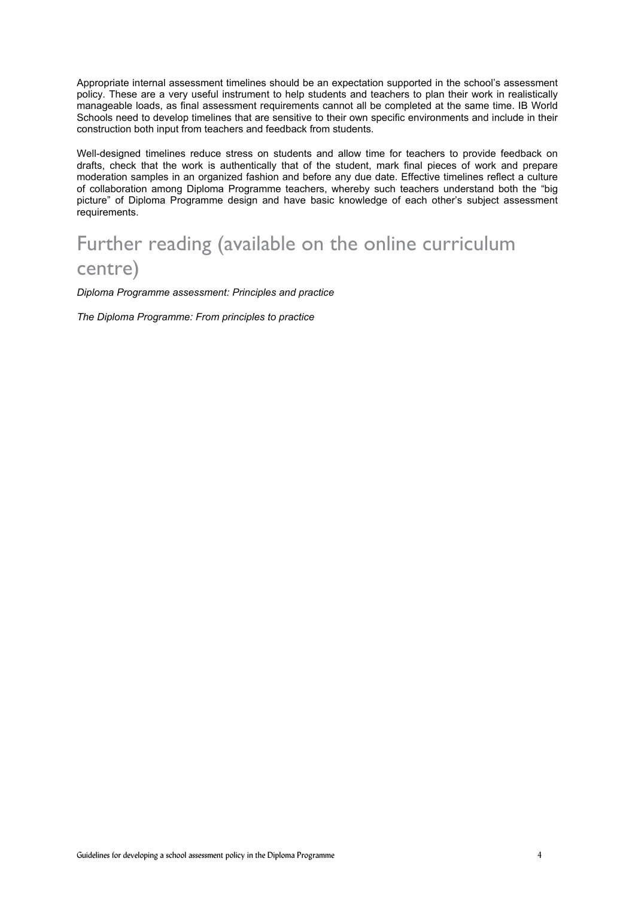Appropriate internal assessment timelines should be an expectation supported in the school's assessment policy. These are a very useful instrument to help students and teachers to plan their work in realistically manageable loads, as final assessment requirements cannot all be completed at the same time. IB World Schools need to develop timelines that are sensitive to their own specific environments and include in their construction both input from teachers and feedback from students.

Well-designed timelines reduce stress on students and allow time for teachers to provide feedback on drafts, check that the work is authentically that of the student, mark final pieces of work and prepare moderation samples in an organized fashion and before any due date. Effective timelines reflect a culture of collaboration among Diploma Programme teachers, whereby such teachers understand both the "big picture" of Diploma Programme design and have basic knowledge of each other's subject assessment requirements.

# Further reading (available on the online curriculum centre)

*Diploma Programme assessment: Principles and practice*

*The Diploma Programme: From principles to practice*